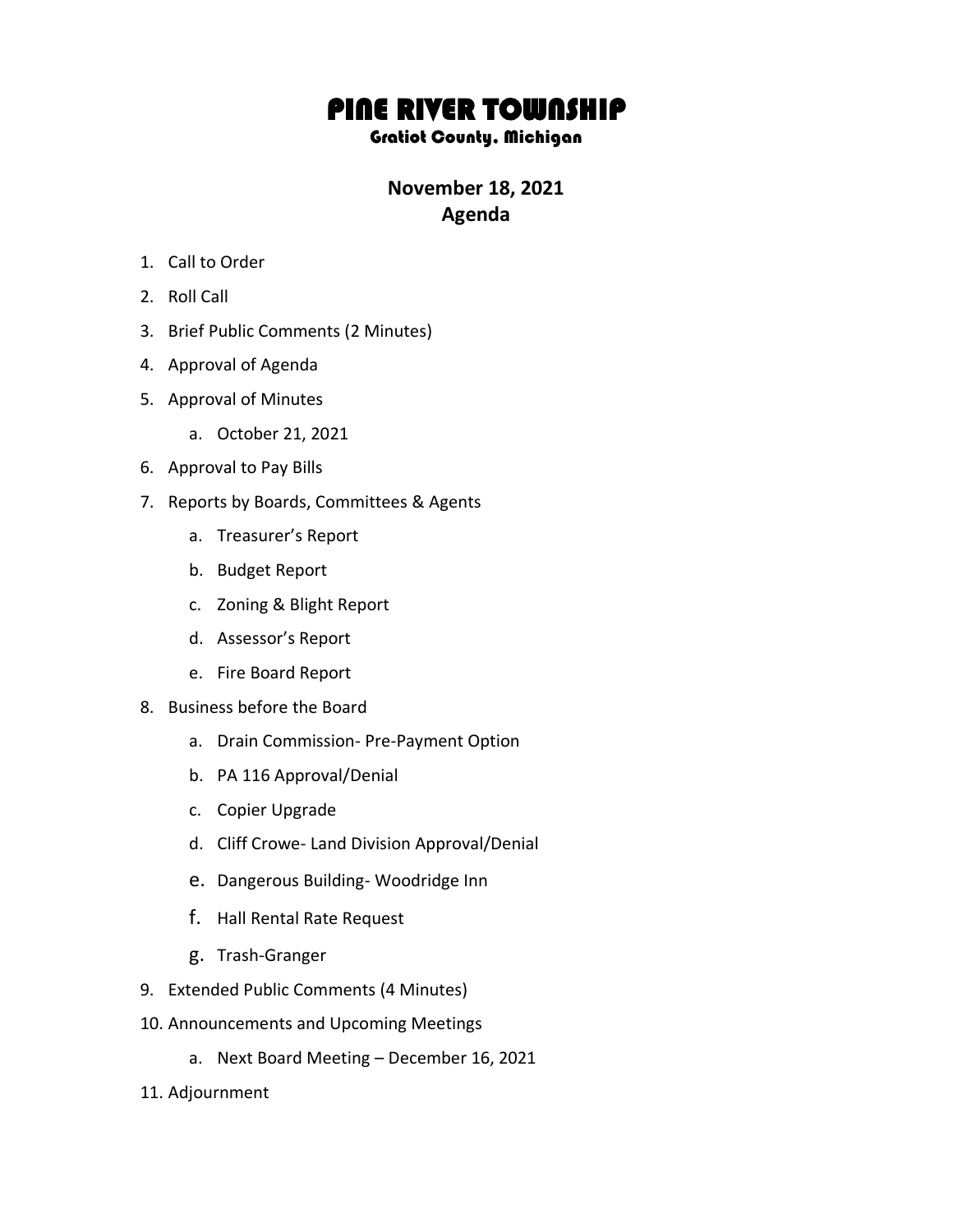# PINE RIVER TOWNSHIP

### Gratiot County, Michigan

**November 18, 2021**
**Agenda**

1. Call to Order
2. Roll Call
3. Brief Public Comments (2 Minutes)
4. Approval of Agenda
5. Approval of Minutes
    a. October 21, 2021
6. Approval to Pay Bills
7. Reports by Boards, Committees & Agents
    a. Treasurer's Report
    b. Budget Report
    c. Zoning & Blight Report
    d. Assessor's Report
    e. Fire Board Report
8. Business before the Board
    a. Drain Commission- Pre-Payment Option
    b. PA 116 Approval/Denial
    c. Copier Upgrade
    d. Cliff Crowe- Land Division Approval/Denial
    e. Dangerous Building- Woodridge Inn
    f. Hall Rental Rate Request
    g. Trash-Granger
9. Extended Public Comments (4 Minutes)
10. Announcements and Upcoming Meetings
    a. Next Board Meeting – December 16, 2021
11. Adjournment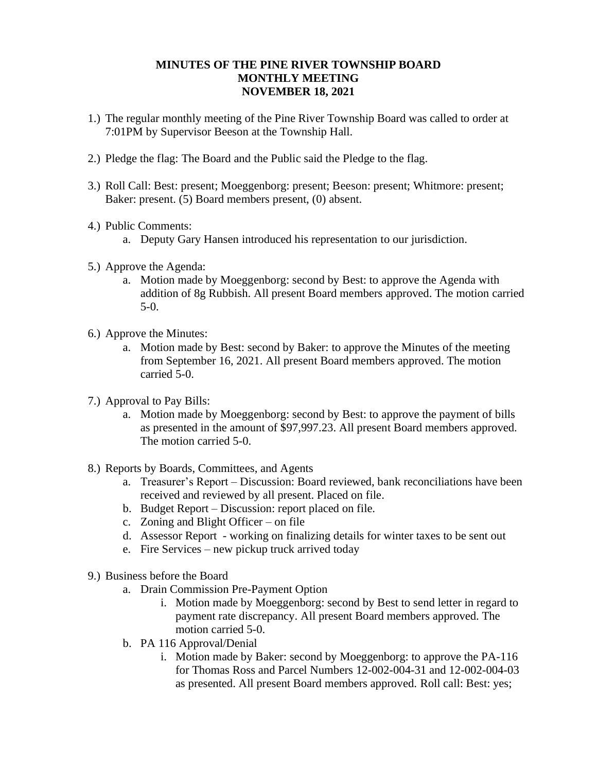**MINUTES OF THE PINE RIVER TOWNSHIP BOARD**
**MONTHLY MEETING**
**NOVEMBER 18, 2021**

1.) The regular monthly meeting of the Pine River Township Board was called to order at 7:01PM by Supervisor Beeson at the Township Hall.

2.) Pledge the flag: The Board and the Public said the Pledge to the flag.

3.) Roll Call: Best: present; Moeggenborg: present; Beeson: present; Whitmore: present; Baker: present. (5) Board members present, (0) absent.

4.) Public Comments:
   a. Deputy Gary Hansen introduced his representation to our jurisdiction.

5.) Approve the Agenda:
   a. Motion made by Moeggenborg: second by Best: to approve the Agenda with addition of 8g Rubbish. All present Board members approved. The motion carried 5-0.

6.) Approve the Minutes:
   a. Motion made by Best: second by Baker: to approve the Minutes of the meeting from September 16, 2021. All present Board members approved. The motion carried 5-0.

7.) Approval to Pay Bills:
   a. Motion made by Moeggenborg: second by Best: to approve the payment of bills as presented in the amount of $97,997.23. All present Board members approved. The motion carried 5-0.

8.) Reports by Boards, Committees, and Agents
   a. Treasurer's Report – Discussion: Board reviewed, bank reconciliations have been received and reviewed by all present. Placed on file.
   b. Budget Report – Discussion: report placed on file.
   c. Zoning and Blight Officer – on file
   d. Assessor Report - working on finalizing details for winter taxes to be sent out
   e. Fire Services – new pickup truck arrived today

9.) Business before the Board
   a. Drain Commission Pre-Payment Option
      i. Motion made by Moeggenborg: second by Best to send letter in regard to payment rate discrepancy. All present Board members approved. The motion carried 5-0.
   b. PA 116 Approval/Denial
      i. Motion made by Baker: second by Moeggenborg: to approve the PA-116 for Thomas Ross and Parcel Numbers 12-002-004-31 and 12-002-004-03 as presented. All present Board members approved. Roll call: Best: yes;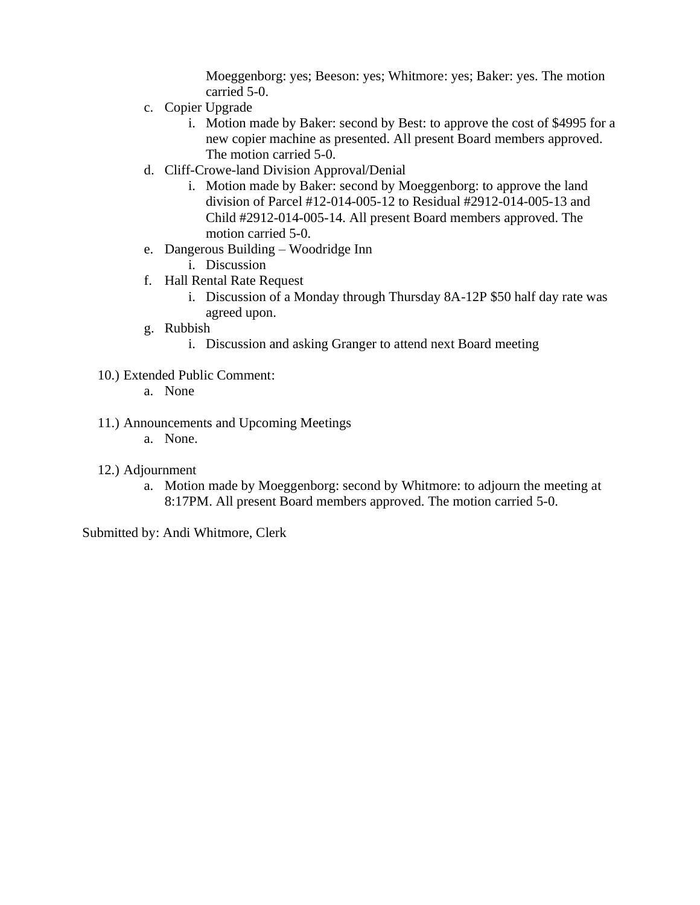Moeggenborg: yes; Beeson: yes; Whitmore: yes; Baker: yes. The motion carried 5-0.

- c. Copier Upgrade
    - i. Motion made by Baker: second by Best: to approve the cost of $4995 for a new copier machine as presented. All present Board members approved. The motion carried 5-0.
- d. Cliff-Crowe-land Division Approval/Denial
    - i. Motion made by Baker: second by Moeggenborg: to approve the land division of Parcel #12-014-005-12 to Residual #2912-014-005-13 and Child #2912-014-005-14. All present Board members approved. The motion carried 5-0.
- e. Dangerous Building – Woodridge Inn
    - i. Discussion
- f. Hall Rental Rate Request
    - i. Discussion of a Monday through Thursday 8A-12P $50 half day rate was agreed upon.
- g. Rubbish
    - i. Discussion and asking Granger to attend next Board meeting

10.) Extended Public Comment:

- a. None

11.) Announcements and Upcoming Meetings

- a. None.

12.) Adjournment

- a. Motion made by Moeggenborg: second by Whitmore: to adjourn the meeting at 8:17PM. All present Board members approved. The motion carried 5-0.

Submitted by: Andi Whitmore, Clerk